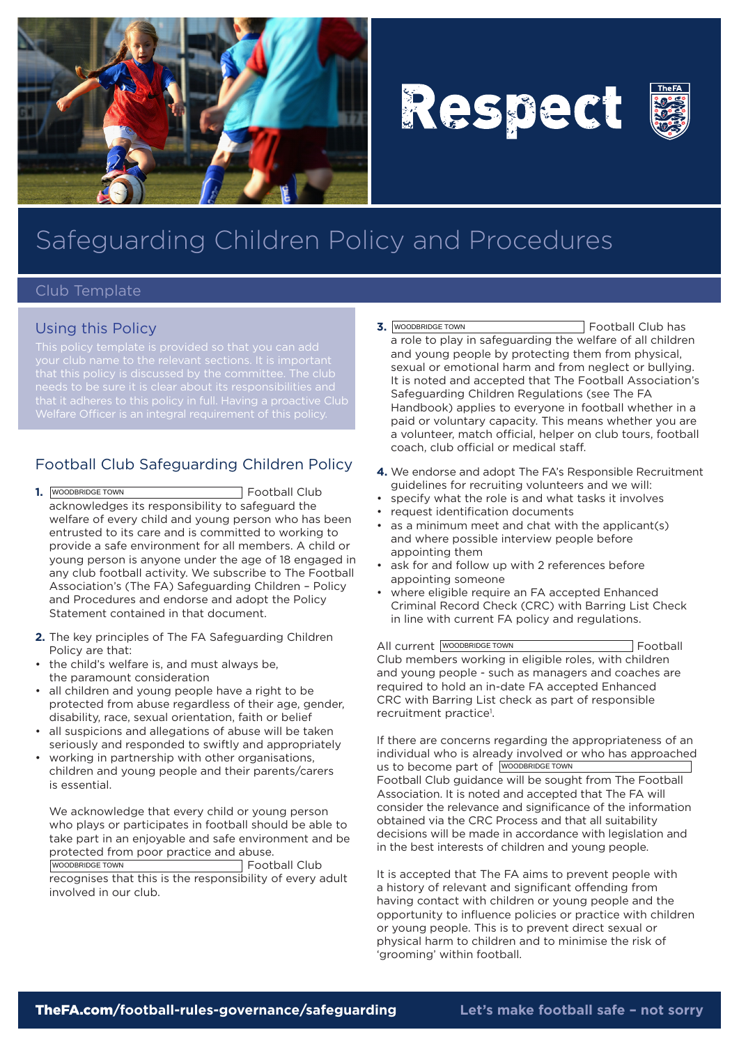# Respect

## Safeguarding Children Policy and Procedures

Club Template

### Using this Policy

This policy template is provided so that you can add your club name to the relevant sections. It is important that this policy is discussed by the committee. The club needs to be sure it is clear about its responsibilities and that it adheres to this policy in full. Having a proactive Club Welfare Officer is an integral requirement of this policy.

### Football Club Safeguarding Children Policy

**1.** WOODBRIDGE TOWN Football Club acknowledges its responsibility to safeguard the welfare of every child and young person who has been entrusted to its care and is committed to working to provide a safe environment for all members. A child or young person is anyone under the age of 18 engaged in any club football activity. We subscribe to The Football Association's (The FA) Safeguarding Children – Policy and Procedures and endorse and adopt the Policy Statement contained in that document.

**2.** The key principles of The FA Safeguarding Children Policy are that:

- the child's welfare is, and must always be, the paramount consideration
- all children and young people have a right to be protected from abuse regardless of their age, gender, disability, race, sexual orientation, faith or belief
- all suspicions and allegations of abuse will be taken seriously and responded to swiftly and appropriately
- working in partnership with other organisations, children and young people and their parents/carers is essential.

We acknowledge that every child or young person who plays or participates in football should be able to take part in an enjoyable and safe environment and be protected from poor practice and abuse. WOODBRIDGE TOWN Football Club recognises that this is the responsibility of every adult involved in our club.

**3.** WOODBRIDGE TOWN Football Club has a role to play in safeguarding the welfare of all children and young people by protecting them from physical, sexual or emotional harm and from neglect or bullying. It is noted and accepted that The Football Association's Safeguarding Children Regulations (see The FA Handbook) applies to everyone in football whether in a paid or voluntary capacity. This means whether you are a volunteer, match official, helper on club tours, football coach, club official or medical staff.

**4.** We endorse and adopt The FA's Responsible Recruitment guidelines for recruiting volunteers and we will:

- specify what the role is and what tasks it involves
- request identification documents
- as a minimum meet and chat with the applicant(s) and where possible interview people before appointing them
- ask for and follow up with 2 references before appointing someone
- where eligible require an FA accepted Enhanced Criminal Record Check (CRC) with Barring List Check in line with current FA policy and regulations.

All current WOODBRIDGE TOWN Football Club members working in eligible roles, with children and young people - such as managers and coaches are required to hold an in-date FA accepted Enhanced CRC with Barring List check as part of responsible recruitment practice[1].

If there are concerns regarding the appropriateness of an individual who is already involved or who has approached us to become part of WOODBRIDGE TOWN Football Club guidance will be sought from The Football Association. It is noted and accepted that The FA will consider the relevance and significance of the information obtained via the CRC Process and that all suitability decisions will be made in accordance with legislation and in the best interests of children and young people.

It is accepted that The FA aims to prevent people with a history of relevant and significant offending from having contact with children or young people and the opportunity to influence policies or practice with children or young people. This is to prevent direct sexual or physical harm to children and to minimise the risk of 'grooming' within football.

**TheFA.com/football-rules-governance/safeguarding** — **Let's make football safe – not sorry**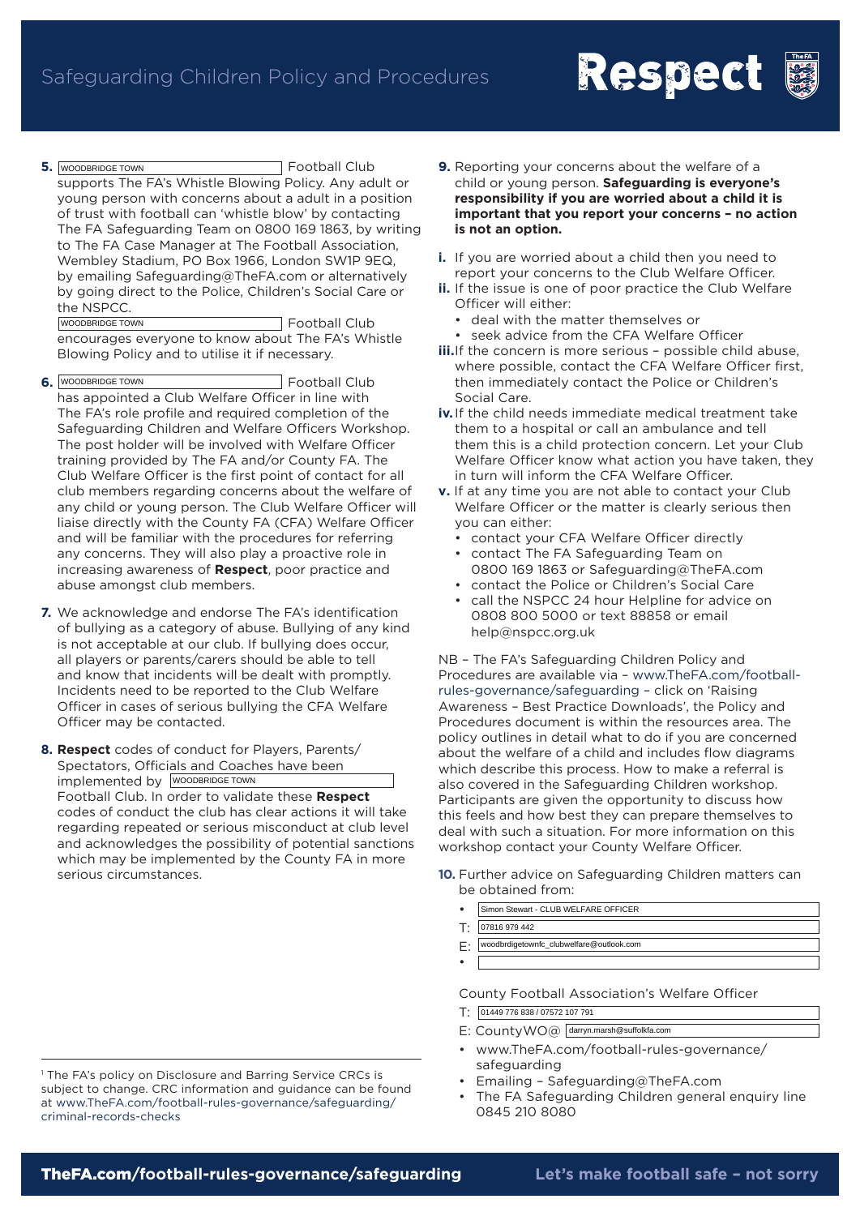5. WOODBRIDGE TOWN Football Club supports The FA's Whistle Blowing Policy. Any adult or young person with concerns about a adult in a position of trust with football can 'whistle blow' by contacting The FA Safeguarding Team on 0800 169 1863, by writing to The FA Case Manager at The Football Association, Wembley Stadium, PO Box 1966, London SW1P 9EQ, by emailing Safeguarding@TheFA.com or alternatively by going direct to the Police, Children's Social Care or the NSPCC.
WOODBRIDGE TOWN Football Club encourages everyone to know about The FA's Whistle Blowing Policy and to utilise it if necessary.

6. WOODBRIDGE TOWN Football Club has appointed a Club Welfare Officer in line with The FA's role profile and required completion of the Safeguarding Children and Welfare Officers Workshop. The post holder will be involved with Welfare Officer training provided by The FA and/or County FA. The Club Welfare Officer is the first point of contact for all club members regarding concerns about the welfare of any child or young person. The Club Welfare Officer will liaise directly with the County FA (CFA) Welfare Officer and will be familiar with the procedures for referring any concerns. They will also play a proactive role in increasing awareness of **Respect**, poor practice and abuse amongst club members.

7. We acknowledge and endorse The FA's identification of bullying as a category of abuse. Bullying of any kind is not acceptable at our club. If bullying does occur, all players or parents/carers should be able to tell and know that incidents will be dealt with promptly. Incidents need to be reported to the Club Welfare Officer in cases of serious bullying the CFA Welfare Officer may be contacted.

8. **Respect** codes of conduct for Players, Parents/Spectators, Officials and Coaches have been implemented by WOODBRIDGE TOWN Football Club. In order to validate these **Respect** codes of conduct the club has clear actions it will take regarding repeated or serious misconduct at club level and acknowledges the possibility of potential sanctions which may be implemented by the County FA in more serious circumstances.

9. Reporting your concerns about the welfare of a child or young person. **Safeguarding is everyone's responsibility if you are worried about a child it is important that you report your concerns – no action is not an option.**

i. If you are worried about a child then you need to report your concerns to the Club Welfare Officer.

ii. If the issue is one of poor practice the Club Welfare Officer will either:
   - deal with the matter themselves or
   - seek advice from the CFA Welfare Officer

iii. If the concern is more serious – possible child abuse, where possible, contact the CFA Welfare Officer first, then immediately contact the Police or Children's Social Care.

iv. If the child needs immediate medical treatment take them to a hospital or call an ambulance and tell them this is a child protection concern. Let your Club Welfare Officer know what action you have taken, they in turn will inform the CFA Welfare Officer.

v. If at any time you are not able to contact your Club Welfare Officer or the matter is clearly serious then you can either:
   - contact your CFA Welfare Officer directly
   - contact The FA Safeguarding Team on 0800 169 1863 or Safeguarding@TheFA.com
   - contact the Police or Children's Social Care
   - call the NSPCC 24 hour Helpline for advice on 0808 800 5000 or text 88858 or email help@nspcc.org.uk

NB – The FA's Safeguarding Children Policy and Procedures are available via – www.TheFA.com/football-rules-governance/safeguarding – click on 'Raising Awareness – Best Practice Downloads', the Policy and Procedures document is within the resources area. The policy outlines in detail what to do if you are concerned about the welfare of a child and includes flow diagrams which describe this process. How to make a referral is also covered in the Safeguarding Children workshop. Participants are given the opportunity to discuss how this feels and how best they can prepare themselves to deal with such a situation. For more information on this workshop contact your County Welfare Officer.

10. Further advice on Safeguarding Children matters can be obtained from:
   - Simon Stewart - CLUB WELFARE OFFICER

   T: 07816 979 442

   E: woodbrdigetownfc_clubwelfare@outlook.com

   County Football Association's Welfare Officer

   T: 01449 776 838 / 07572 107 791

   E: CountyWO@ darryn.marsh@suffolkfa.com

   - www.TheFA.com/football-rules-governance/safeguarding
   - Emailing – Safeguarding@TheFA.com
   - The FA Safeguarding Children general enquiry line 0845 210 8080

[1] The FA's policy on Disclosure and Barring Service CRCs is subject to change. CRC information and guidance can be found at www.TheFA.com/football-rules-governance/safeguarding/criminal-records-checks